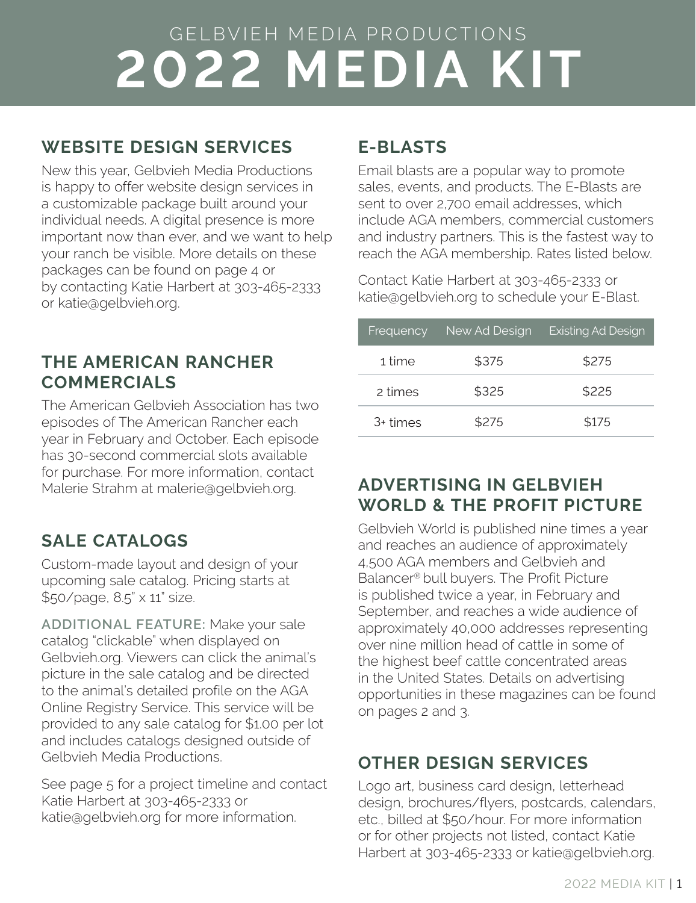# GELBVIEH MEDIA PRODUCTIONS
# 2022 MEDIA KIT

## WEBSITE DESIGN SERVICES

New this year, Gelbvieh Media Productions is happy to offer website design services in a customizable package built around your individual needs. A digital presence is more important now than ever, and we want to help your ranch be visible. More details on these packages can be found on page 4 or by contacting Katie Harbert at 303-465-2333 or katie@gelbvieh.org.

## THE AMERICAN RANCHER COMMERCIALS

The American Gelbvieh Association has two episodes of The American Rancher each year in February and October. Each episode has 30-second commercial slots available for purchase. For more information, contact Malerie Strahm at malerie@gelbvieh.org.

## SALE CATALOGS

Custom-made layout and design of your upcoming sale catalog. Pricing starts at $50/page, 8.5" x 11" size.

**ADDITIONAL FEATURE:** Make your sale catalog "clickable" when displayed on Gelbvieh.org. Viewers can click the animal's picture in the sale catalog and be directed to the animal's detailed profile on the AGA Online Registry Service. This service will be provided to any sale catalog for $1.00 per lot and includes catalogs designed outside of Gelbvieh Media Productions.

See page 5 for a project timeline and contact Katie Harbert at 303-465-2333 or katie@gelbvieh.org for more information.

## E-BLASTS

Email blasts are a popular way to promote sales, events, and products. The E-Blasts are sent to over 2,700 email addresses, which include AGA members, commercial customers and industry partners. This is the fastest way to reach the AGA membership. Rates listed below.

Contact Katie Harbert at 303-465-2333 or katie@gelbvieh.org to schedule your E-Blast.

| Frequency | New Ad Design | Existing Ad Design |
|---|---|---|
| 1 time | $375 | $275 |
| 2 times | $325 | $225 |
| 3+ times | $275 | $175 |

## ADVERTISING IN GELBVIEH WORLD & THE PROFIT PICTURE

Gelbvieh World is published nine times a year and reaches an audience of approximately 4,500 AGA members and Gelbvieh and Balancer® bull buyers. The Profit Picture is published twice a year, in February and September, and reaches a wide audience of approximately 40,000 addresses representing over nine million head of cattle in some of the highest beef cattle concentrated areas in the United States. Details on advertising opportunities in these magazines can be found on pages 2 and 3.

## OTHER DESIGN SERVICES

Logo art, business card design, letterhead design, brochures/flyers, postcards, calendars, etc., billed at $50/hour. For more information or for other projects not listed, contact Katie Harbert at 303-465-2333 or katie@gelbvieh.org.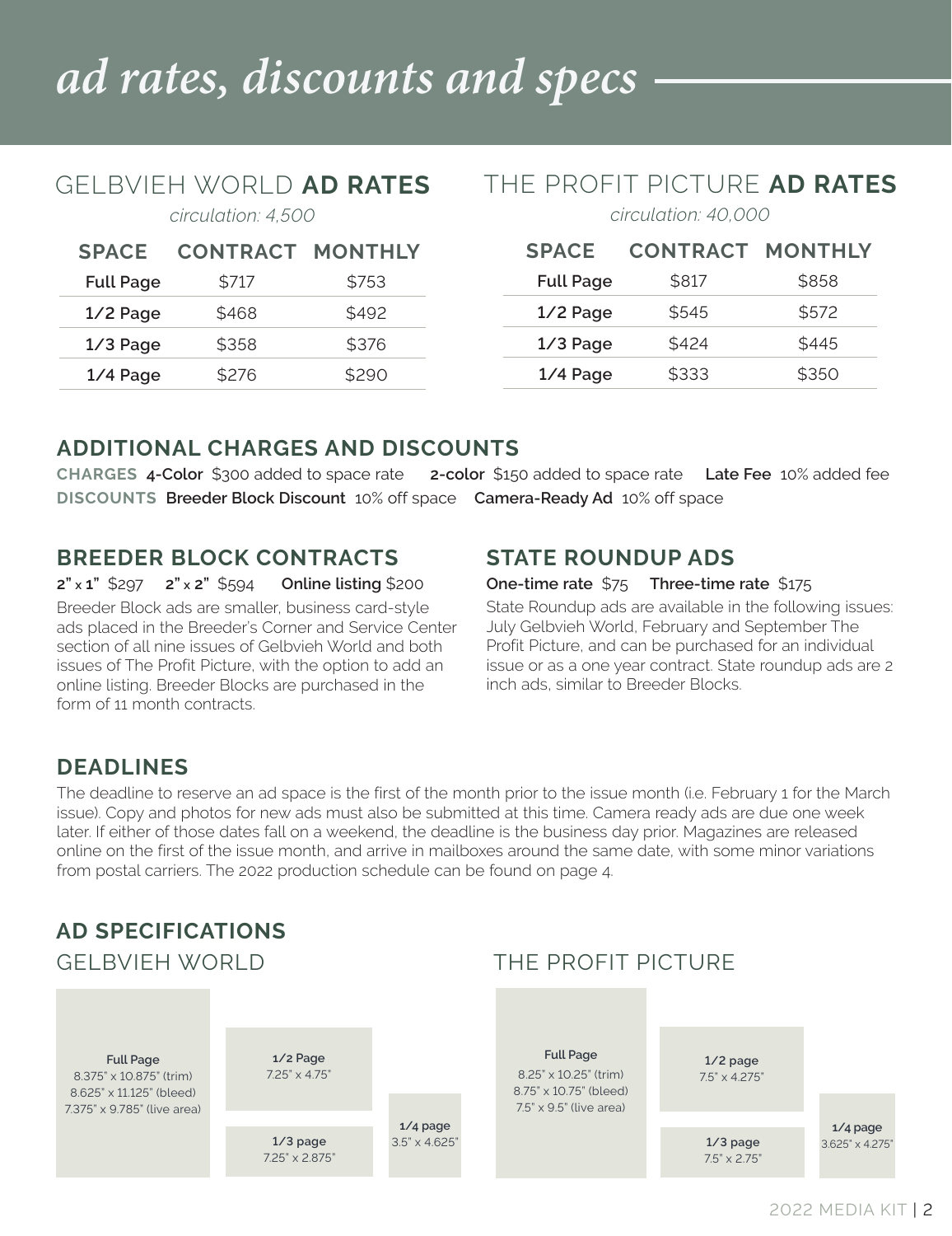# ad rates, discounts and specs

## GELBVIEH WORLD **AD RATES**

*circulation: 4,500*

| SPACE | CONTRACT | MONTHLY |
|---|---|---|
| Full Page | $717 | $753 |
| 1/2 Page | $468 | $492 |
| 1/3 Page | $358 | $376 |
| 1/4 Page | $276 | $290 |

## THE PROFIT PICTURE **AD RATES**

*circulation: 40,000*

| SPACE | CONTRACT | MONTHLY |
|---|---|---|
| Full Page | $817 | $858 |
| 1/2 Page | $545 | $572 |
| 1/3 Page | $424 | $445 |
| 1/4 Page | $333 | $350 |

## ADDITIONAL CHARGES AND DISCOUNTS

**CHARGES** **4-Color** $300 added to space rate **2-color** $150 added to space rate **Late Fee** 10% added fee

**DISCOUNTS** **Breeder Block Discount** 10% off space **Camera-Ready Ad** 10% off space

## BREEDER BLOCK CONTRACTS

**2" x 1"** $297 **2" x 2"** $594 **Online listing** $200

Breeder Block ads are smaller, business card-style ads placed in the Breeder's Corner and Service Center section of all nine issues of Gelbvieh World and both issues of The Profit Picture, with the option to add an online listing. Breeder Blocks are purchased in the form of 11 month contracts.

## STATE ROUNDUP ADS

**One-time rate** $75 **Three-time rate** $175

State Roundup ads are available in the following issues: July Gelbvieh World, February and September The Profit Picture, and can be purchased for an individual issue or as a one year contract. State roundup ads are 2 inch ads, similar to Breeder Blocks.

## DEADLINES

The deadline to reserve an ad space is the first of the month prior to the issue month (i.e. February 1 for the March issue). Copy and photos for new ads must also be submitted at this time. Camera ready ads are due one week later. If either of those dates fall on a weekend, the deadline is the business day prior. Magazines are released online on the first of the issue month, and arrive in mailboxes around the same date, with some minor variations from postal carriers. The 2022 production schedule can be found on page 4.

## AD SPECIFICATIONS

### GELBVIEH WORLD

**Full Page**
8.375" x 10.875" (trim)
8.625" x 11.125" (bleed)
7.375" x 9.785" (live area)

**1/2 Page**
7.25" x 4.75"

**1/3 page**
7.25" x 2.875"

**1/4 page**
3.5" x 4.625"

### THE PROFIT PICTURE

**Full Page**
8.25" x 10.25" (trim)
8.75" x 10.75" (bleed)
7.5" x 9.5" (live area)

**1/2 page**
7.5" x 4.275"

**1/3 page**
7.5" x 2.75"

**1/4 page**
3.625" x 4.275"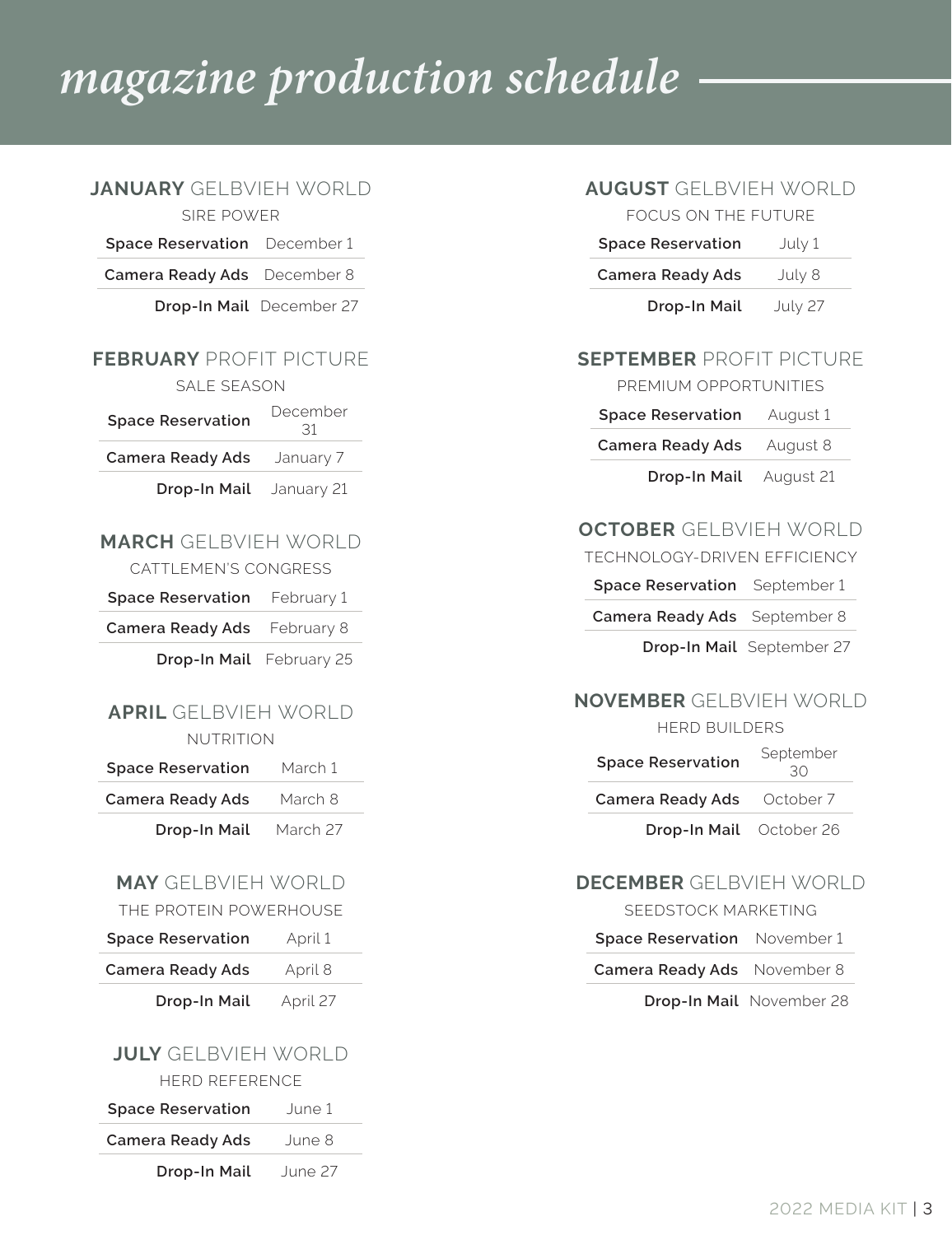# magazine production schedule

### **JANUARY** GELBVIEH WORLD

SIRE POWER

| | |
|---|---|
| **Space Reservation** | December 1 |
| **Camera Ready Ads** | December 8 |
| **Drop-In Mail** | December 27 |

### **FEBRUARY** PROFIT PICTURE

SALE SEASON

| | |
|---|---|
| **Space Reservation** | December 31 |
| **Camera Ready Ads** | January 7 |
| **Drop-In Mail** | January 21 |

### **MARCH** GELBVIEH WORLD

CATTLEMEN'S CONGRESS

| | |
|---|---|
| **Space Reservation** | February 1 |
| **Camera Ready Ads** | February 8 |
| **Drop-In Mail** | February 25 |

### **APRIL** GELBVIEH WORLD

NUTRITION

| | |
|---|---|
| **Space Reservation** | March 1 |
| **Camera Ready Ads** | March 8 |
| **Drop-In Mail** | March 27 |

### **MAY** GELBVIEH WORLD

THE PROTEIN POWERHOUSE

| | |
|---|---|
| **Space Reservation** | April 1 |
| **Camera Ready Ads** | April 8 |
| **Drop-In Mail** | April 27 |

### **JULY** GELBVIEH WORLD

HERD REFERENCE

| | |
|---|---|
| **Space Reservation** | June 1 |
| **Camera Ready Ads** | June 8 |
| **Drop-In Mail** | June 27 |

### **AUGUST** GELBVIEH WORLD

FOCUS ON THE FUTURE

| | |
|---|---|
| **Space Reservation** | July 1 |
| **Camera Ready Ads** | July 8 |
| **Drop-In Mail** | July 27 |

### **SEPTEMBER** PROFIT PICTURE

PREMIUM OPPORTUNITIES

| | |
|---|---|
| **Space Reservation** | August 1 |
| **Camera Ready Ads** | August 8 |
| **Drop-In Mail** | August 21 |

### **OCTOBER** GELBVIEH WORLD

TECHNOLOGY-DRIVEN EFFICIENCY

| | |
|---|---|
| **Space Reservation** | September 1 |
| **Camera Ready Ads** | September 8 |
| **Drop-In Mail** | September 27 |

### **NOVEMBER** GELBVIEH WORLD

HERD BUILDERS

| | |
|---|---|
| **Space Reservation** | September 30 |
| **Camera Ready Ads** | October 7 |
| **Drop-In Mail** | October 26 |

### **DECEMBER** GELBVIEH WORLD

SEEDSTOCK MARKETING

| | |
|---|---|
| **Space Reservation** | November 1 |
| **Camera Ready Ads** | November 8 |
| **Drop-In Mail** | November 28 |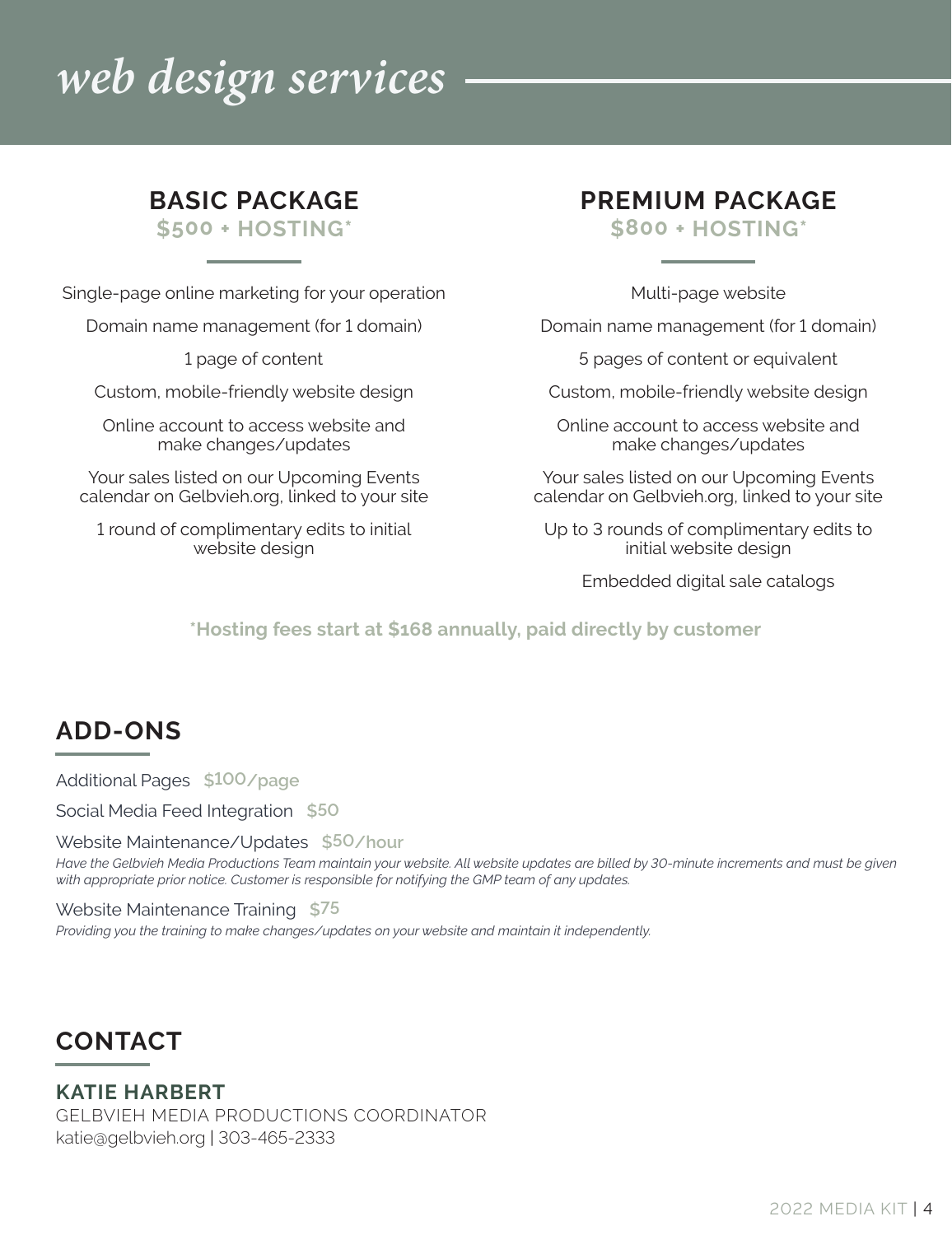# *web design services*

## BASIC PACKAGE

**$500 + HOSTING***

Single-page online marketing for your operation

Domain name management (for 1 domain)

1 page of content

Custom, mobile-friendly website design

Online account to access website and make changes/updates

Your sales listed on our Upcoming Events calendar on Gelbvieh.org, linked to your site

1 round of complimentary edits to initial website design

## PREMIUM PACKAGE

**$800 + HOSTING***

Multi-page website

Domain name management (for 1 domain)

5 pages of content or equivalent

Custom, mobile-friendly website design

Online account to access website and make changes/updates

Your sales listed on our Upcoming Events calendar on Gelbvieh.org, linked to your site

Up to 3 rounds of complimentary edits to initial website design

Embedded digital sale catalogs

**\*Hosting fees start at $168 annually, paid directly by customer**

## ADD-ONS

Additional Pages **$100/page**

Social Media Feed Integration **$50**

Website Maintenance/Updates **$50/hour**

*Have the Gelbvieh Media Productions Team maintain your website. All website updates are billed by 30-minute increments and must be given with appropriate prior notice. Customer is responsible for notifying the GMP team of any updates.*

Website Maintenance Training **$75**

*Providing you the training to make changes/updates on your website and maintain it independently.*

## CONTACT

**KATIE HARBERT**

GELBVIEH MEDIA PRODUCTIONS COORDINATOR

katie@gelbvieh.org | 303-465-2333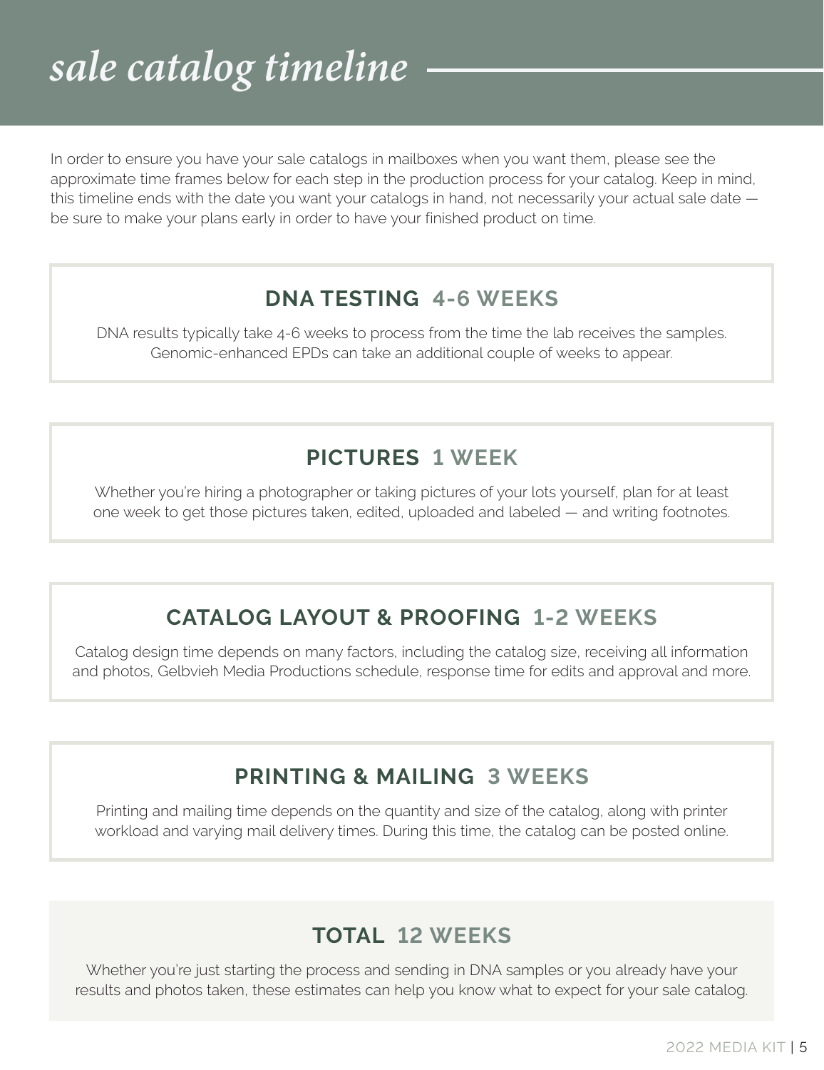# *sale catalog timeline*

In order to ensure you have your sale catalogs in mailboxes when you want them, please see the approximate time frames below for each step in the production process for your catalog. Keep in mind, this timeline ends with the date you want your catalogs in hand, not necessarily your actual sale date — be sure to make your plans early in order to have your finished product on time.

## DNA TESTING 4-6 WEEKS

DNA results typically take 4-6 weeks to process from the time the lab receives the samples. Genomic-enhanced EPDs can take an additional couple of weeks to appear.

## PICTURES 1 WEEK

Whether you're hiring a photographer or taking pictures of your lots yourself, plan for at least one week to get those pictures taken, edited, uploaded and labeled — and writing footnotes.

## CATALOG LAYOUT & PROOFING 1-2 WEEKS

Catalog design time depends on many factors, including the catalog size, receiving all information and photos, Gelbvieh Media Productions schedule, response time for edits and approval and more.

## PRINTING & MAILING 3 WEEKS

Printing and mailing time depends on the quantity and size of the catalog, along with printer workload and varying mail delivery times. During this time, the catalog can be posted online.

## TOTAL 12 WEEKS

Whether you're just starting the process and sending in DNA samples or you already have your results and photos taken, these estimates can help you know what to expect for your sale catalog.